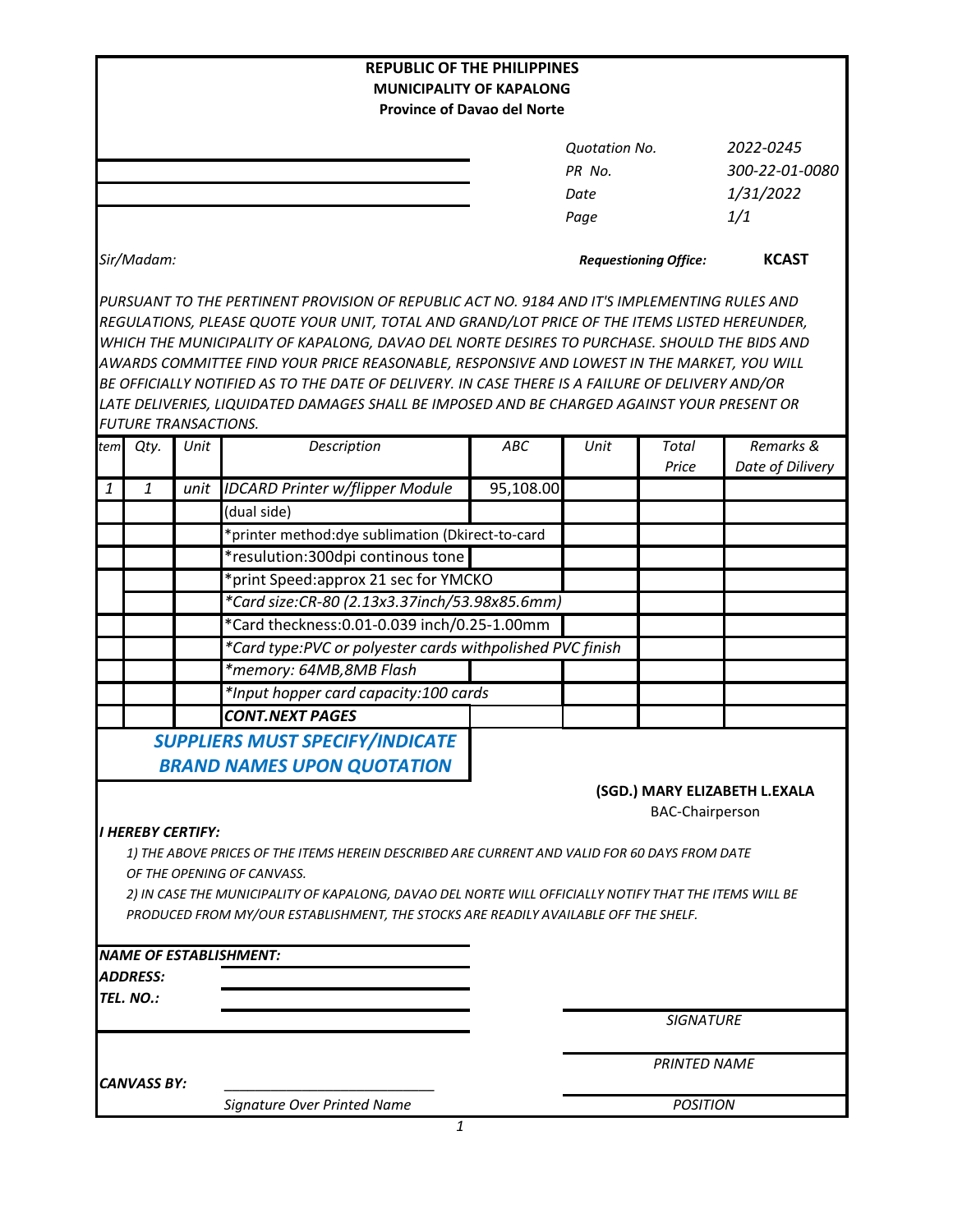**REPUBLIC OF THE PHILIPPINES**
**MUNICIPALITY OF KAPALONG**
**Province of Davao del Norte**

| | |
|---|---|
| *Quotation No.* | *2022-0245* |
| *PR No.* | *300-22-01-0080* |
| *Date* | *1/31/2022* |
| *Page* | *1/1* |

*Sir/Madam:*

***Requestioning Office:*** **KCAST**

*PURSUANT TO THE PERTINENT PROVISION OF REPUBLIC ACT NO. 9184 AND IT'S IMPLEMENTING RULES AND REGULATIONS, PLEASE QUOTE YOUR UNIT, TOTAL AND GRAND/LOT PRICE OF THE ITEMS LISTED HEREUNDER, WHICH THE MUNICIPALITY OF KAPALONG, DAVAO DEL NORTE DESIRES TO PURCHASE. SHOULD THE BIDS AND AWARDS COMMITTEE FIND YOUR PRICE REASONABLE, RESPONSIVE AND LOWEST IN THE MARKET, YOU WILL BE OFFICIALLY NOTIFIED AS TO THE DATE OF DELIVERY. IN CASE THERE IS A FAILURE OF DELIVERY AND/OR LATE DELIVERIES, LIQUIDATED DAMAGES SHALL BE IMPOSED AND BE CHARGED AGAINST YOUR PRESENT OR FUTURE TRANSACTIONS.*

| tem | Qty. | Unit | Description | ABC | Unit | Total Price | Remarks & Date of Dilivery |
|---|---|---|---|---|---|---|---|
| 1 | 1 | unit | IDCARD Printer w/flipper Module | 95,108.00 | | | |
| | | | (dual side) | | | | |
| | | | *printer method:dye sublimation (Dkirect-to-card | | | | |
| | | | *resulution:300dpi continous tone | | | | |
| | | | *print Speed:approx 21 sec for YMCKO | | | | |
| | | | *Card size:CR-80 (2.13x3.37inch/53.98x85.6mm) | | | | |
| | | | *Card theckness:0.01-0.039 inch/0.25-1.00mm | | | | |
| | | | *Card type:PVC or polyester cards withpolished PVC finish | | | | |
| | | | *memory: 64MB,8MB Flash | | | | |
| | | | *Input hopper card capacity:100 cards | | | | |
| | | | **CONT.NEXT PAGES** | | | | |

**SUPPLIERS MUST SPECIFY/INDICATE BRAND NAMES UPON QUOTATION**

**(SGD.) MARY ELIZABETH L.EXALA**
BAC-Chairperson

***I HEREBY CERTIFY:***

1) THE ABOVE PRICES OF THE ITEMS HEREIN DESCRIBED ARE CURRENT AND VALID FOR 60 DAYS FROM DATE OF THE OPENING OF CANVASS.

2) IN CASE THE MUNICIPALITY OF KAPALONG, DAVAO DEL NORTE WILL OFFICIALLY NOTIFY THAT THE ITEMS WILL BE PRODUCED FROM MY/OUR ESTABLISHMENT, THE STOCKS ARE READILY AVAILABLE OFF THE SHELF.

***NAME OF ESTABLISHMENT:*** ____________________

***ADDRESS:*** ____________________

***TEL. NO.:*** ____________________

____________________
*SIGNATURE*

____________________
*PRINTED NAME*

____________________
*POSITION*

***CANVASS BY:*** ____________________
*Signature Over Printed Name*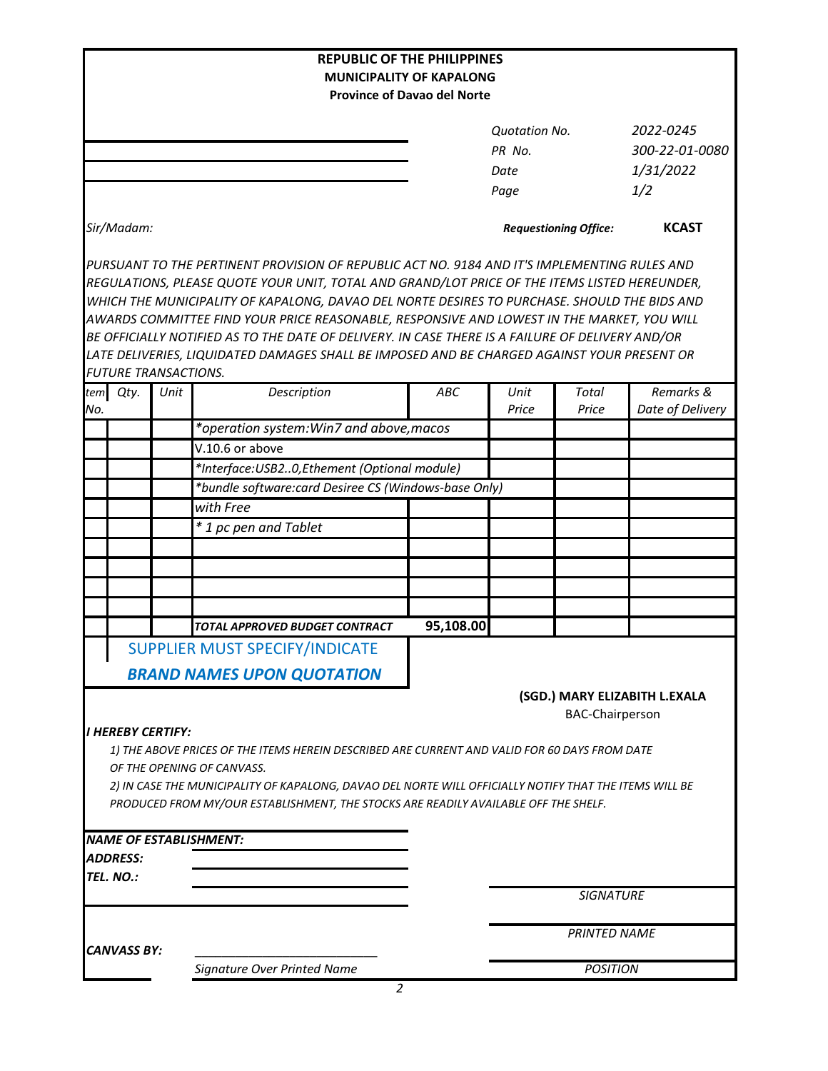**REPUBLIC OF THE PHILIPPINES**
**MUNICIPALITY OF KAPALONG**
**Province of Davao del Norte**

| | |
|---|---|
| *Quotation No.* | *2022-0245* |
| *PR No.* | *300-22-01-0080* |
| *Date* | *1/31/2022* |
| *Page* | *1/2* |

*Sir/Madam:*

***Requestioning Office:*** **KCAST**

*PURSUANT TO THE PERTINENT PROVISION OF REPUBLIC ACT NO. 9184 AND IT'S IMPLEMENTING RULES AND REGULATIONS, PLEASE QUOTE YOUR UNIT, TOTAL AND GRAND/LOT PRICE OF THE ITEMS LISTED HEREUNDER, WHICH THE MUNICIPALITY OF KAPALONG, DAVAO DEL NORTE DESIRES TO PURCHASE. SHOULD THE BIDS AND AWARDS COMMITTEE FIND YOUR PRICE REASONABLE, RESPONSIVE AND LOWEST IN THE MARKET, YOU WILL BE OFFICIALLY NOTIFIED AS TO THE DATE OF DELIVERY. IN CASE THERE IS A FAILURE OF DELIVERY AND/OR LATE DELIVERIES, LIQUIDATED DAMAGES SHALL BE IMPOSED AND BE CHARGED AGAINST YOUR PRESENT OR FUTURE TRANSACTIONS.*

| Item No. | Qty. | Unit | Description | ABC | Unit Price | Total Price | Remarks & Date of Delivery |
|---|---|---|---|---|---|---|---|
| | | | *operation system:Win7 and above,macos | | | | |
| | | | V.10.6 or above | | | | |
| | | | *Interface:USB2..0,Ethement (Optional module) | | | | |
| | | | *bundle software:card Desiree CS (Windows-base Only) | | | | |
| | | | with Free | | | | |
| | | | * 1 pc pen and Tablet | | | | |
| | | | | | | | |
| | | | | | | | |
| | | | | | | | |
| | | | | | | | |
| | | | **TOTAL APPROVED BUDGET CONTRACT** | **95,108.00** | | | |

SUPPLIER MUST SPECIFY/INDICATE

***BRAND NAMES UPON QUOTATION***

**(SGD.) MARY ELIZABITH L.EXALA**
BAC-Chairperson

***I HEREBY CERTIFY:***

*1) THE ABOVE PRICES OF THE ITEMS HEREIN DESCRIBED ARE CURRENT AND VALID FOR 60 DAYS FROM DATE OF THE OPENING OF CANVASS.*

*2) IN CASE THE MUNICIPALITY OF KAPALONG, DAVAO DEL NORTE WILL OFFICIALLY NOTIFY THAT THE ITEMS WILL BE PRODUCED FROM MY/OUR ESTABLISHMENT, THE STOCKS ARE READILY AVAILABLE OFF THE SHELF.*

***NAME OF ESTABLISHMENT:*** ______________________

***ADDRESS:*** ______________________

***TEL. NO.:*** ______________________

*SIGNATURE*

*PRINTED NAME*

***CANVASS BY:*** ______________________

*Signature Over Printed Name*

*POSITION*